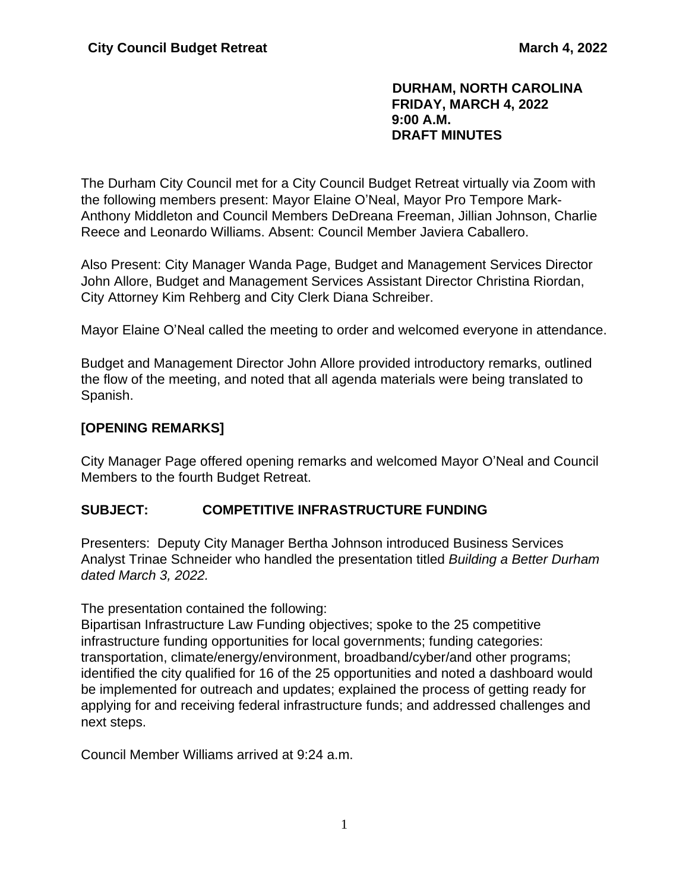**DURHAM, NORTH CAROLINA**
**FRIDAY, MARCH 4, 2022**
**9:00 A.M.**
**DRAFT MINUTES**

The Durham City Council met for a City Council Budget Retreat virtually via Zoom with the following members present: Mayor Elaine O'Neal, Mayor Pro Tempore Mark-Anthony Middleton and Council Members DeDreana Freeman, Jillian Johnson, Charlie Reece and Leonardo Williams. Absent: Council Member Javiera Caballero.

Also Present: City Manager Wanda Page, Budget and Management Services Director John Allore, Budget and Management Services Assistant Director Christina Riordan, City Attorney Kim Rehberg and City Clerk Diana Schreiber.

Mayor Elaine O'Neal called the meeting to order and welcomed everyone in attendance.

Budget and Management Director John Allore provided introductory remarks, outlined the flow of the meeting, and noted that all agenda materials were being translated to Spanish.

**[OPENING REMARKS]**

City Manager Page offered opening remarks and welcomed Mayor O'Neal and Council Members to the fourth Budget Retreat.

**SUBJECT: COMPETITIVE INFRASTRUCTURE FUNDING**

Presenters: Deputy City Manager Bertha Johnson introduced Business Services Analyst Trinae Schneider who handled the presentation titled *Building a Better Durham dated March 3, 2022.*

The presentation contained the following:
Bipartisan Infrastructure Law Funding objectives; spoke to the 25 competitive infrastructure funding opportunities for local governments; funding categories: transportation, climate/energy/environment, broadband/cyber/and other programs; identified the city qualified for 16 of the 25 opportunities and noted a dashboard would be implemented for outreach and updates; explained the process of getting ready for applying for and receiving federal infrastructure funds; and addressed challenges and next steps.

Council Member Williams arrived at 9:24 a.m.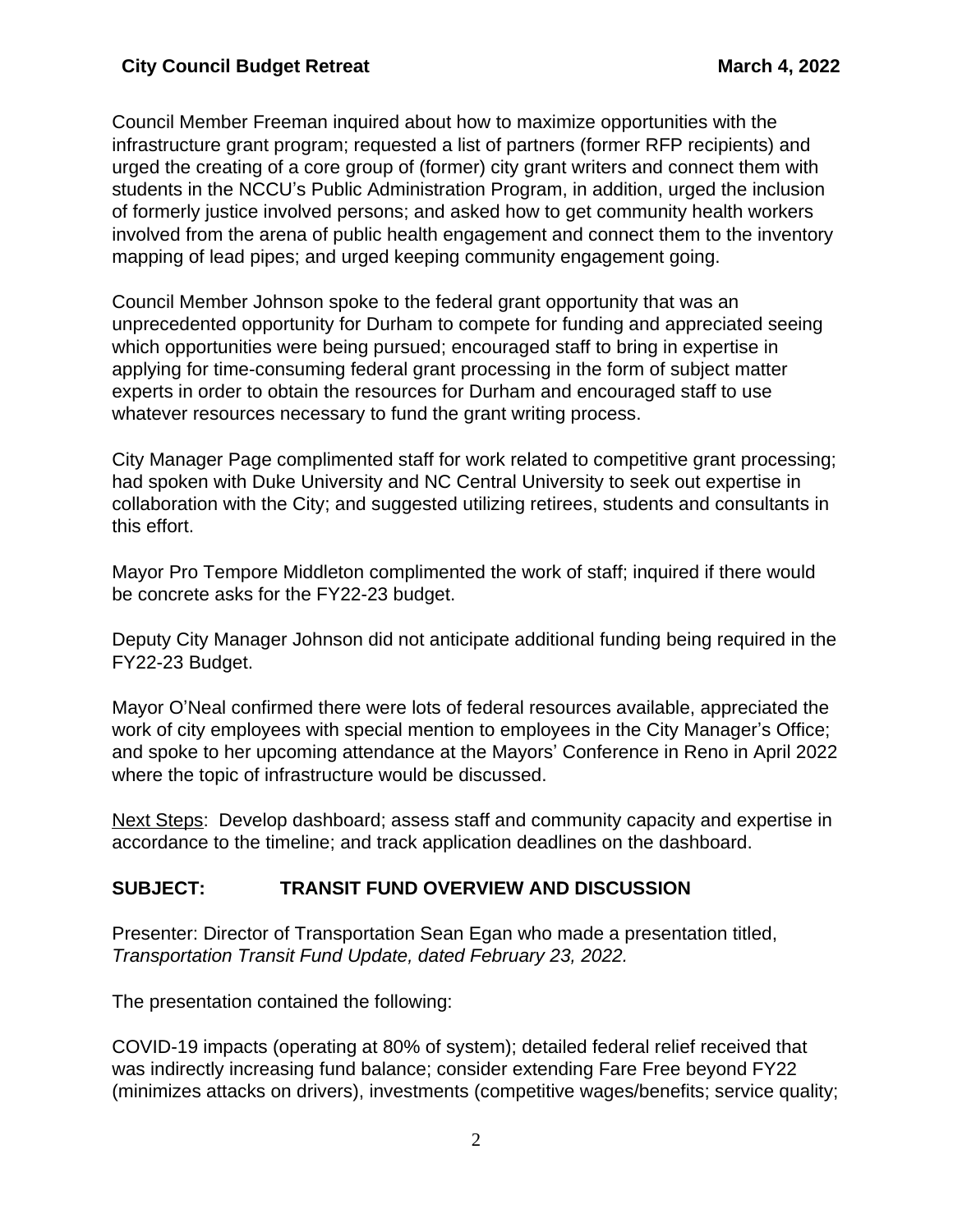Council Member Freeman inquired about how to maximize opportunities with the infrastructure grant program; requested a list of partners (former RFP recipients) and urged the creating of a core group of (former) city grant writers and connect them with students in the NCCU's Public Administration Program, in addition, urged the inclusion of formerly justice involved persons; and asked how to get community health workers involved from the arena of public health engagement and connect them to the inventory mapping of lead pipes; and urged keeping community engagement going.

Council Member Johnson spoke to the federal grant opportunity that was an unprecedented opportunity for Durham to compete for funding and appreciated seeing which opportunities were being pursued; encouraged staff to bring in expertise in applying for time-consuming federal grant processing in the form of subject matter experts in order to obtain the resources for Durham and encouraged staff to use whatever resources necessary to fund the grant writing process.

City Manager Page complimented staff for work related to competitive grant processing; had spoken with Duke University and NC Central University to seek out expertise in collaboration with the City; and suggested utilizing retirees, students and consultants in this effort.

Mayor Pro Tempore Middleton complimented the work of staff; inquired if there would be concrete asks for the FY22-23 budget.

Deputy City Manager Johnson did not anticipate additional funding being required in the FY22-23 Budget.

Mayor O'Neal confirmed there were lots of federal resources available, appreciated the work of city employees with special mention to employees in the City Manager's Office; and spoke to her upcoming attendance at the Mayors' Conference in Reno in April 2022 where the topic of infrastructure would be discussed.

<u>Next Steps</u>: Develop dashboard; assess staff and community capacity and expertise in accordance to the timeline; and track application deadlines on the dashboard.

**SUBJECT: TRANSIT FUND OVERVIEW AND DISCUSSION**

Presenter: Director of Transportation Sean Egan who made a presentation titled, *Transportation Transit Fund Update, dated February 23, 2022.*

The presentation contained the following:

COVID-19 impacts (operating at 80% of system); detailed federal relief received that was indirectly increasing fund balance; consider extending Fare Free beyond FY22 (minimizes attacks on drivers), investments (competitive wages/benefits; service quality;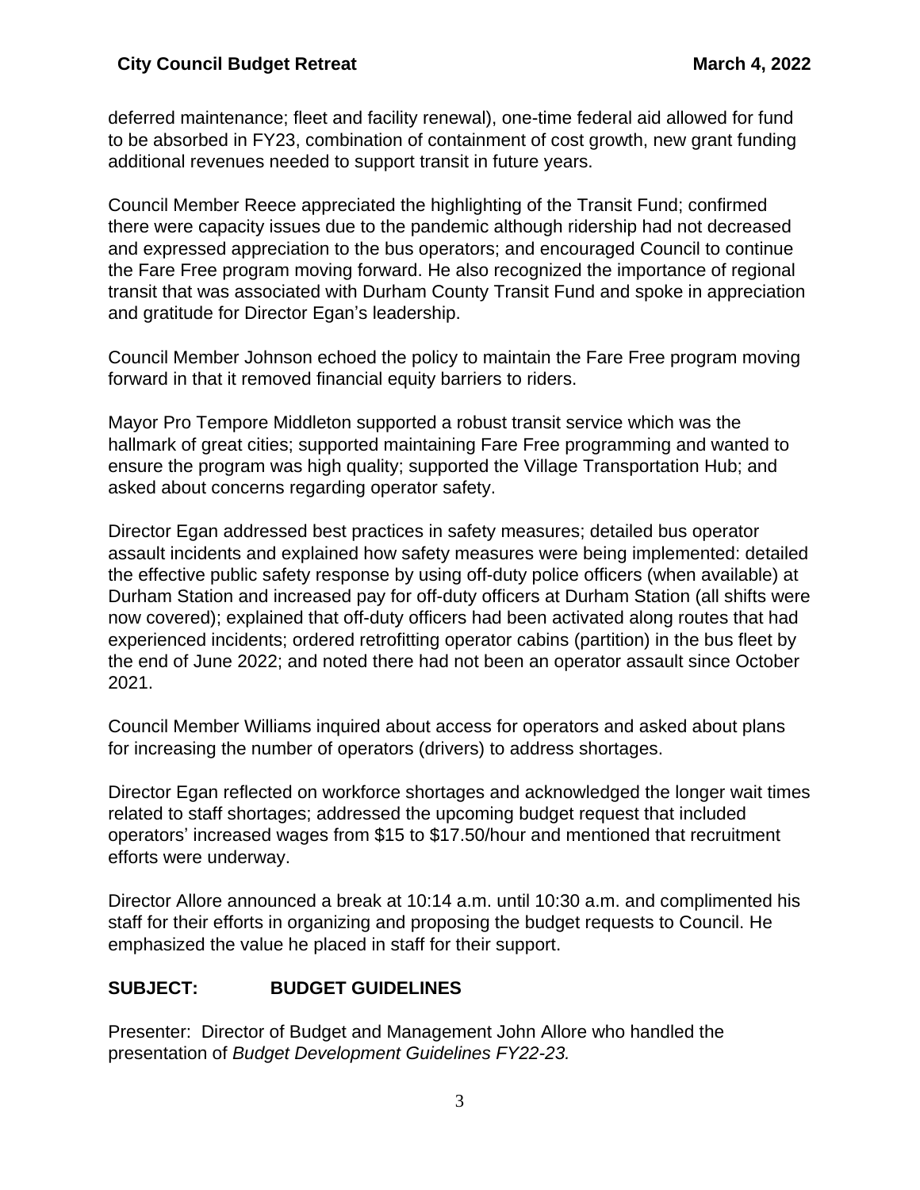deferred maintenance; fleet and facility renewal), one-time federal aid allowed for fund to be absorbed in FY23, combination of containment of cost growth, new grant funding additional revenues needed to support transit in future years.

Council Member Reece appreciated the highlighting of the Transit Fund; confirmed there were capacity issues due to the pandemic although ridership had not decreased and expressed appreciation to the bus operators; and encouraged Council to continue the Fare Free program moving forward. He also recognized the importance of regional transit that was associated with Durham County Transit Fund and spoke in appreciation and gratitude for Director Egan's leadership.

Council Member Johnson echoed the policy to maintain the Fare Free program moving forward in that it removed financial equity barriers to riders.

Mayor Pro Tempore Middleton supported a robust transit service which was the hallmark of great cities; supported maintaining Fare Free programming and wanted to ensure the program was high quality; supported the Village Transportation Hub; and asked about concerns regarding operator safety.

Director Egan addressed best practices in safety measures; detailed bus operator assault incidents and explained how safety measures were being implemented: detailed the effective public safety response by using off-duty police officers (when available) at Durham Station and increased pay for off-duty officers at Durham Station (all shifts were now covered); explained that off-duty officers had been activated along routes that had experienced incidents; ordered retrofitting operator cabins (partition) in the bus fleet by the end of June 2022; and noted there had not been an operator assault since October 2021.

Council Member Williams inquired about access for operators and asked about plans for increasing the number of operators (drivers) to address shortages.

Director Egan reflected on workforce shortages and acknowledged the longer wait times related to staff shortages; addressed the upcoming budget request that included operators' increased wages from $15 to $17.50/hour and mentioned that recruitment efforts were underway.

Director Allore announced a break at 10:14 a.m. until 10:30 a.m. and complimented his staff for their efforts in organizing and proposing the budget requests to Council. He emphasized the value he placed in staff for their support.

**SUBJECT: BUDGET GUIDELINES**

Presenter: Director of Budget and Management John Allore who handled the presentation of *Budget Development Guidelines FY22-23.*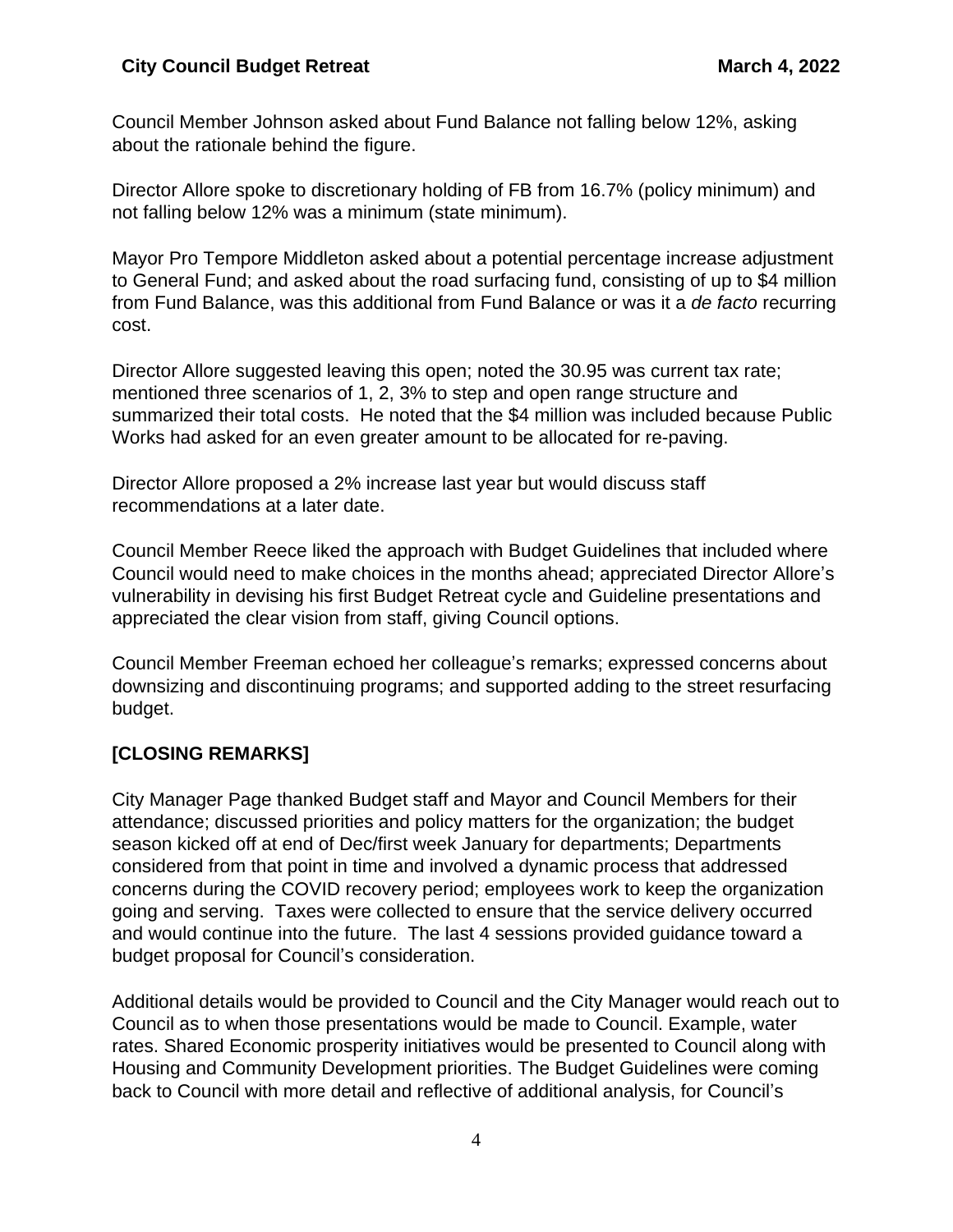Council Member Johnson asked about Fund Balance not falling below 12%, asking about the rationale behind the figure.

Director Allore spoke to discretionary holding of FB from 16.7% (policy minimum) and not falling below 12% was a minimum (state minimum).

Mayor Pro Tempore Middleton asked about a potential percentage increase adjustment to General Fund; and asked about the road surfacing fund, consisting of up to $4 million from Fund Balance, was this additional from Fund Balance or was it a *de facto* recurring cost.

Director Allore suggested leaving this open; noted the 30.95 was current tax rate; mentioned three scenarios of 1, 2, 3% to step and open range structure and summarized their total costs. He noted that the $4 million was included because Public Works had asked for an even greater amount to be allocated for re-paving.

Director Allore proposed a 2% increase last year but would discuss staff recommendations at a later date.

Council Member Reece liked the approach with Budget Guidelines that included where Council would need to make choices in the months ahead; appreciated Director Allore's vulnerability in devising his first Budget Retreat cycle and Guideline presentations and appreciated the clear vision from staff, giving Council options.

Council Member Freeman echoed her colleague's remarks; expressed concerns about downsizing and discontinuing programs; and supported adding to the street resurfacing budget.

## [CLOSING REMARKS]

City Manager Page thanked Budget staff and Mayor and Council Members for their attendance; discussed priorities and policy matters for the organization; the budget season kicked off at end of Dec/first week January for departments; Departments considered from that point in time and involved a dynamic process that addressed concerns during the COVID recovery period; employees work to keep the organization going and serving. Taxes were collected to ensure that the service delivery occurred and would continue into the future. The last 4 sessions provided guidance toward a budget proposal for Council's consideration.

Additional details would be provided to Council and the City Manager would reach out to Council as to when those presentations would be made to Council. Example, water rates. Shared Economic prosperity initiatives would be presented to Council along with Housing and Community Development priorities. The Budget Guidelines were coming back to Council with more detail and reflective of additional analysis, for Council's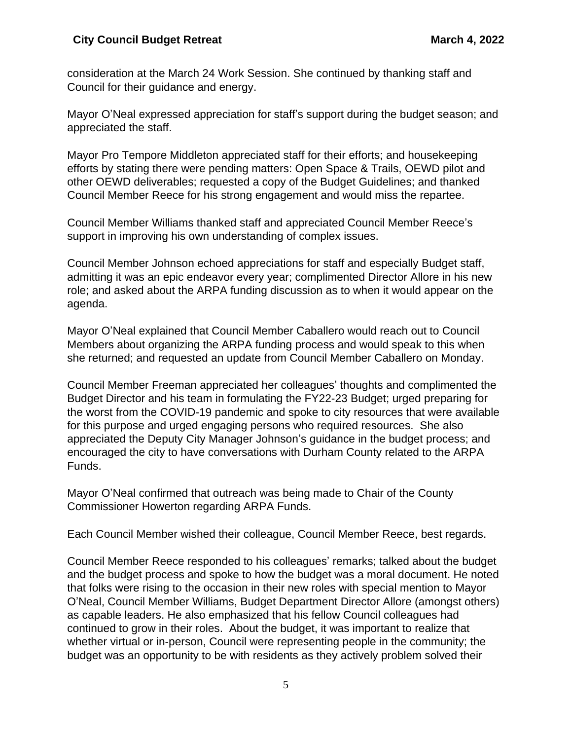consideration at the March 24 Work Session. She continued by thanking staff and Council for their guidance and energy.

Mayor O'Neal expressed appreciation for staff's support during the budget season; and appreciated the staff.

Mayor Pro Tempore Middleton appreciated staff for their efforts; and housekeeping efforts by stating there were pending matters: Open Space & Trails, OEWD pilot and other OEWD deliverables; requested a copy of the Budget Guidelines; and thanked Council Member Reece for his strong engagement and would miss the repartee.

Council Member Williams thanked staff and appreciated Council Member Reece's support in improving his own understanding of complex issues.

Council Member Johnson echoed appreciations for staff and especially Budget staff, admitting it was an epic endeavor every year; complimented Director Allore in his new role; and asked about the ARPA funding discussion as to when it would appear on the agenda.

Mayor O'Neal explained that Council Member Caballero would reach out to Council Members about organizing the ARPA funding process and would speak to this when she returned; and requested an update from Council Member Caballero on Monday.

Council Member Freeman appreciated her colleagues' thoughts and complimented the Budget Director and his team in formulating the FY22-23 Budget; urged preparing for the worst from the COVID-19 pandemic and spoke to city resources that were available for this purpose and urged engaging persons who required resources. She also appreciated the Deputy City Manager Johnson's guidance in the budget process; and encouraged the city to have conversations with Durham County related to the ARPA Funds.

Mayor O'Neal confirmed that outreach was being made to Chair of the County Commissioner Howerton regarding ARPA Funds.

Each Council Member wished their colleague, Council Member Reece, best regards.

Council Member Reece responded to his colleagues' remarks; talked about the budget and the budget process and spoke to how the budget was a moral document. He noted that folks were rising to the occasion in their new roles with special mention to Mayor O'Neal, Council Member Williams, Budget Department Director Allore (amongst others) as capable leaders. He also emphasized that his fellow Council colleagues had continued to grow in their roles. About the budget, it was important to realize that whether virtual or in-person, Council were representing people in the community; the budget was an opportunity to be with residents as they actively problem solved their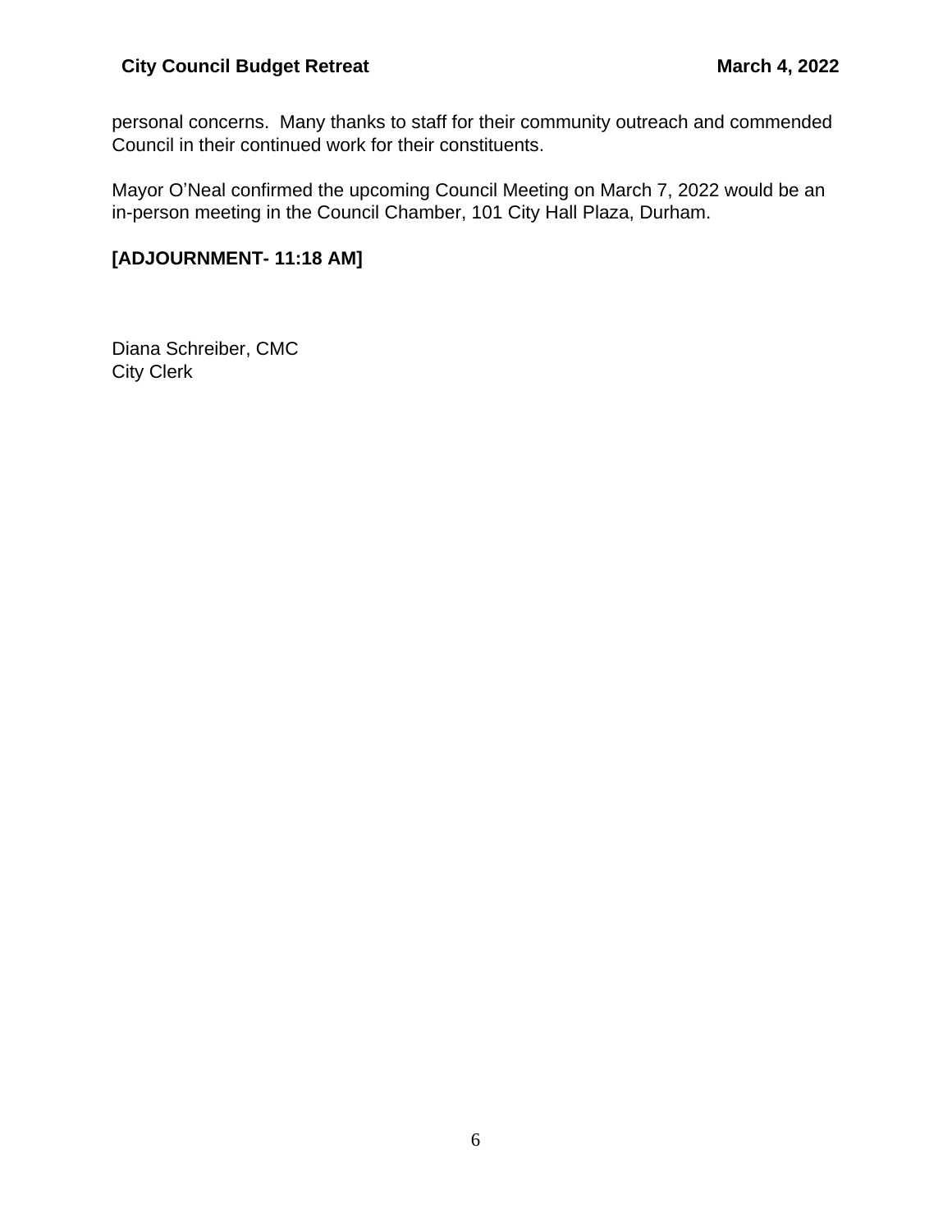personal concerns.  Many thanks to staff for their community outreach and commended Council in their continued work for their constituents.

Mayor O'Neal confirmed the upcoming Council Meeting on March 7, 2022 would be an in-person meeting in the Council Chamber, 101 City Hall Plaza, Durham.

**[ADJOURNMENT- 11:18 AM]**

Diana Schreiber, CMC  
City Clerk